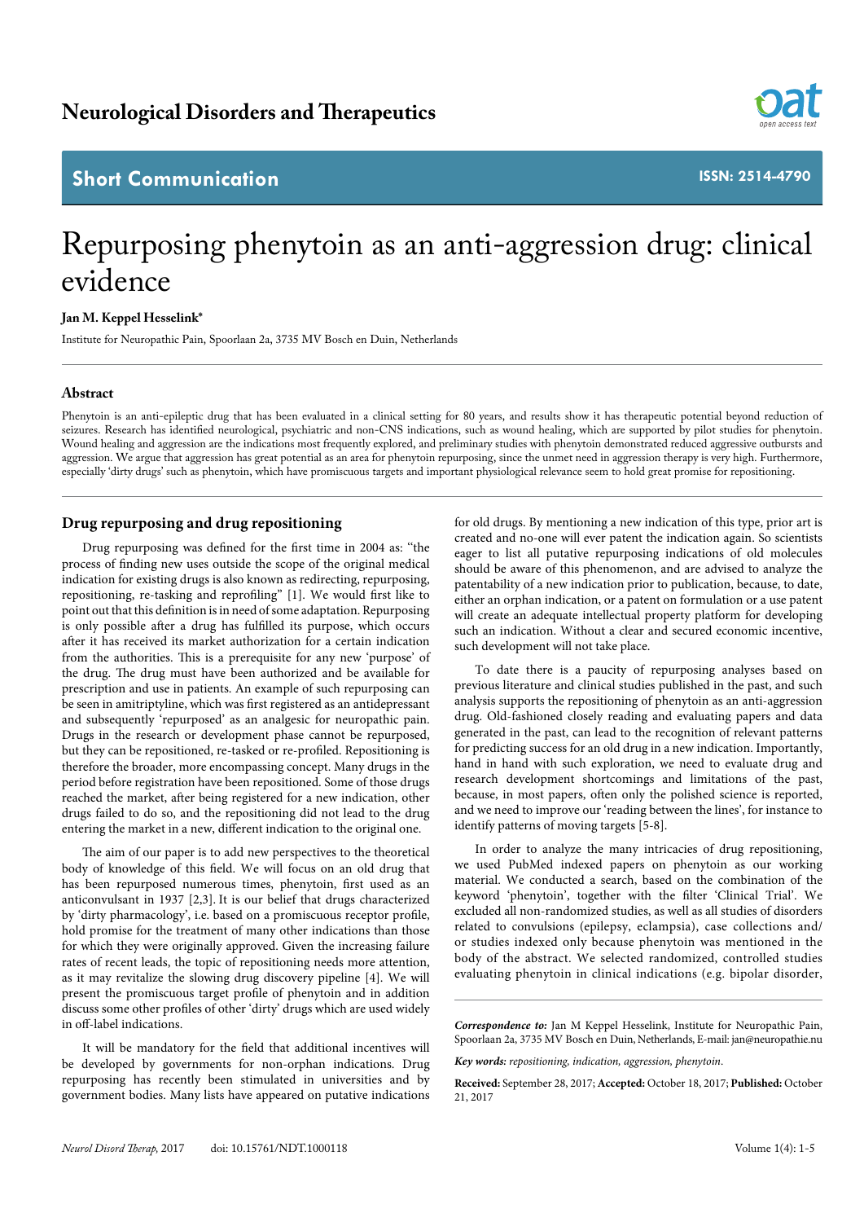Neurological Disorders and Therapeutics

Short Communication

ISSN: 2514-4790

# Repurposing phenytoin as an anti-aggression drug: clinical evidence

**Jan M. Keppel Hesselink***

Institute for Neuropathic Pain, Spoorlaan 2a, 3735 MV Bosch en Duin, Netherlands

## Abstract

Phenytoin is an anti-epileptic drug that has been evaluated in a clinical setting for 80 years, and results show it has therapeutic potential beyond reduction of seizures. Research has identified neurological, psychiatric and non-CNS indications, such as wound healing, which are supported by pilot studies for phenytoin. Wound healing and aggression are the indications most frequently explored, and preliminary studies with phenytoin demonstrated reduced aggressive outbursts and aggression. We argue that aggression has great potential as an area for phenytoin repurposing, since the unmet need in aggression therapy is very high. Furthermore, especially 'dirty drugs' such as phenytoin, which have promiscuous targets and important physiological relevance seem to hold great promise for repositioning.

## Drug repurposing and drug repositioning

Drug repurposing was defined for the first time in 2004 as: "the process of finding new uses outside the scope of the original medical indication for existing drugs is also known as redirecting, repurposing, repositioning, re-tasking and reprofiling" [1]. We would first like to point out that this definition is in need of some adaptation. Repurposing is only possible after a drug has fulfilled its purpose, which occurs after it has received its market authorization for a certain indication from the authorities. This is a prerequisite for any new 'purpose' of the drug. The drug must have been authorized and be available for prescription and use in patients. An example of such repurposing can be seen in amitriptyline, which was first registered as an antidepressant and subsequently 'repurposed' as an analgesic for neuropathic pain. Drugs in the research or development phase cannot be repurposed, but they can be repositioned, re-tasked or re-profiled. Repositioning is therefore the broader, more encompassing concept. Many drugs in the period before registration have been repositioned. Some of those drugs reached the market, after being registered for a new indication, other drugs failed to do so, and the repositioning did not lead to the drug entering the market in a new, different indication to the original one.

The aim of our paper is to add new perspectives to the theoretical body of knowledge of this field. We will focus on an old drug that has been repurposed numerous times, phenytoin, first used as an anticonvulsant in 1937 [2,3]. It is our belief that drugs characterized by 'dirty pharmacology', i.e. based on a promiscuous receptor profile, hold promise for the treatment of many other indications than those for which they were originally approved. Given the increasing failure rates of recent leads, the topic of repositioning needs more attention, as it may revitalize the slowing drug discovery pipeline [4]. We will present the promiscuous target profile of phenytoin and in addition discuss some other profiles of other 'dirty' drugs which are used widely in off-label indications.

It will be mandatory for the field that additional incentives will be developed by governments for non-orphan indications. Drug repurposing has recently been stimulated in universities and by government bodies. Many lists have appeared on putative indications for old drugs. By mentioning a new indication of this type, prior art is created and no-one will ever patent the indication again. So scientists eager to list all putative repurposing indications of old molecules should be aware of this phenomenon, and are advised to analyze the patentability of a new indication prior to publication, because, to date, either an orphan indication, or a patent on formulation or a use patent will create an adequate intellectual property platform for developing such an indication. Without a clear and secured economic incentive, such development will not take place.

To date there is a paucity of repurposing analyses based on previous literature and clinical studies published in the past, and such analysis supports the repositioning of phenytoin as an anti-aggression drug. Old-fashioned closely reading and evaluating papers and data generated in the past, can lead to the recognition of relevant patterns for predicting success for an old drug in a new indication. Importantly, hand in hand with such exploration, we need to evaluate drug and research development shortcomings and limitations of the past, because, in most papers, often only the polished science is reported, and we need to improve our 'reading between the lines', for instance to identify patterns of moving targets [5-8].

In order to analyze the many intricacies of drug repositioning, we used PubMed indexed papers on phenytoin as our working material. We conducted a search, based on the combination of the keyword 'phenytoin', together with the filter 'Clinical Trial'. We excluded all non-randomized studies, as well as all studies of disorders related to convulsions (epilepsy, eclampsia), case collections and/or studies indexed only because phenytoin was mentioned in the body of the abstract. We selected randomized, controlled studies evaluating phenytoin in clinical indications (e.g. bipolar disorder,

***Correspondence to:*** Jan M Keppel Hesselink, Institute for Neuropathic Pain, Spoorlaan 2a, 3735 MV Bosch en Duin, Netherlands, E-mail: jan@neuropathie.nu

***Key words:*** *repositioning, indication, aggression, phenytoin.*

**Received:** September 28, 2017; **Accepted:** October 18, 2017; **Published:** October 21, 2017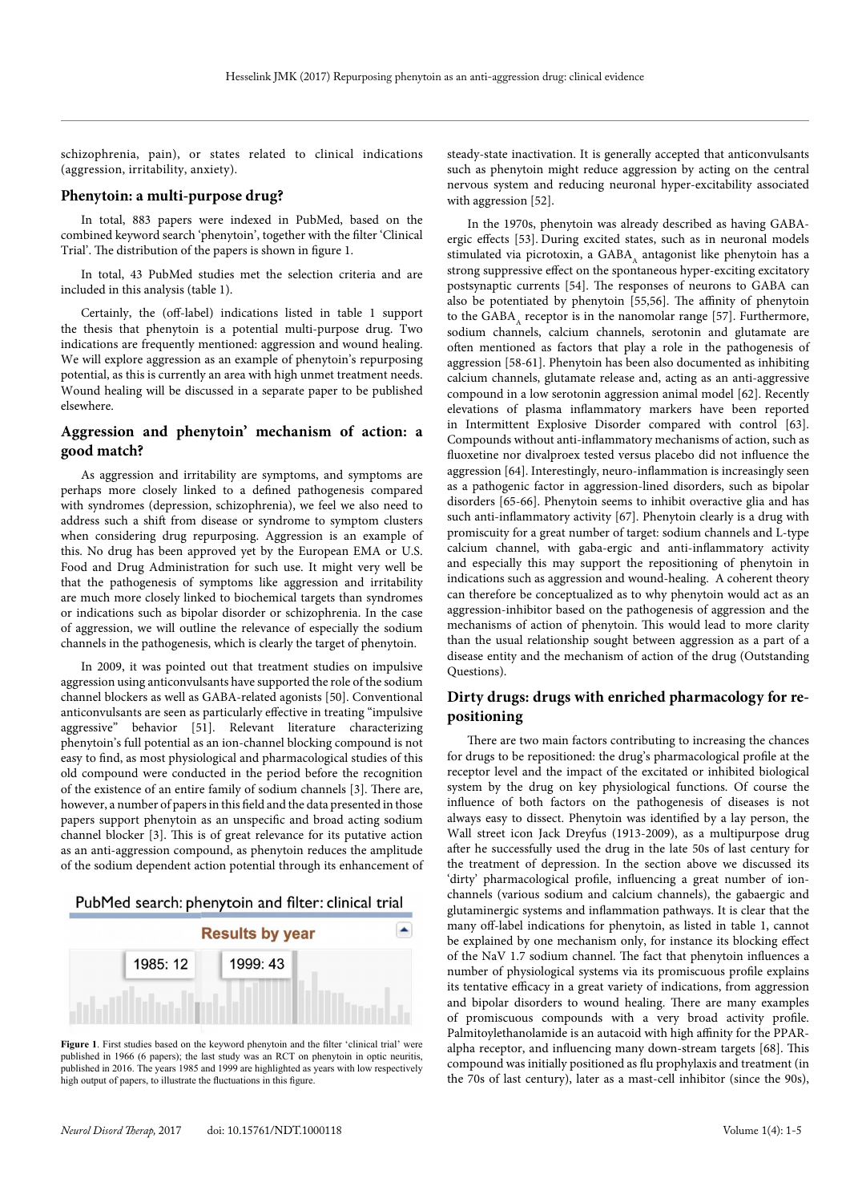schizophrenia, pain), or states related to clinical indications (aggression, irritability, anxiety).

## Phenytoin: a multi-purpose drug?

In total, 883 papers were indexed in PubMed, based on the combined keyword search 'phenytoin', together with the filter 'Clinical Trial'. The distribution of the papers is shown in figure 1.

In total, 43 PubMed studies met the selection criteria and are included in this analysis (table 1).

Certainly, the (off-label) indications listed in table 1 support the thesis that phenytoin is a potential multi-purpose drug. Two indications are frequently mentioned: aggression and wound healing. We will explore aggression as an example of phenytoin's repurposing potential, as this is currently an area with high unmet treatment needs. Wound healing will be discussed in a separate paper to be published elsewhere.

## Aggression and phenytoin' mechanism of action: a good match?

As aggression and irritability are symptoms, and symptoms are perhaps more closely linked to a defined pathogenesis compared with syndromes (depression, schizophrenia), we feel we also need to address such a shift from disease or syndrome to symptom clusters when considering drug repurposing. Aggression is an example of this. No drug has been approved yet by the European EMA or U.S. Food and Drug Administration for such use. It might very well be that the pathogenesis of symptoms like aggression and irritability are much more closely linked to biochemical targets than syndromes or indications such as bipolar disorder or schizophrenia. In the case of aggression, we will outline the relevance of especially the sodium channels in the pathogenesis, which is clearly the target of phenytoin.

In 2009, it was pointed out that treatment studies on impulsive aggression using anticonvulsants have supported the role of the sodium channel blockers as well as GABA-related agonists [50]. Conventional anticonvulsants are seen as particularly effective in treating "impulsive aggressive" behavior [51]. Relevant literature characterizing phenytoin's full potential as an ion-channel blocking compound is not easy to find, as most physiological and pharmacological studies of this old compound were conducted in the period before the recognition of the existence of an entire family of sodium channels [3]. There are, however, a number of papers in this field and the data presented in those papers support phenytoin as an unspecific and broad acting sodium channel blocker [3]. This is of great relevance for its putative action as an anti-aggression compound, as phenytoin reduces the amplitude of the sodium dependent action potential through its enhancement of

PubMed search: phenytoin and filter: clinical trial

Results by year

1985: 12 | 1999: 43

**Figure 1**. First studies based on the keyword phenytoin and the filter 'clinical trial' were published in 1966 (6 papers); the last study was an RCT on phenytoin in optic neuritis, published in 2016. The years 1985 and 1999 are highlighted as years with low respectively high output of papers, to illustrate the fluctuations in this figure.

steady-state inactivation. It is generally accepted that anticonvulsants such as phenytoin might reduce aggression by acting on the central nervous system and reducing neuronal hyper-excitability associated with aggression [52].

In the 1970s, phenytoin was already described as having GABA-ergic effects [53]. During excited states, such as in neuronal models stimulated via picrotoxin, a $GABA_A$ antagonist like phenytoin has a strong suppressive effect on the spontaneous hyper-exciting excitatory postsynaptic currents [54]. The responses of neurons to GABA can also be potentiated by phenytoin [55,56]. The affinity of phenytoin to the $GABA_A$ receptor is in the nanomolar range [57]. Furthermore, sodium channels, calcium channels, serotonin and glutamate are often mentioned as factors that play a role in the pathogenesis of aggression [58-61]. Phenytoin has been also documented as inhibiting calcium channels, glutamate release and, acting as an anti-aggressive compound in a low serotonin aggression animal model [62]. Recently elevations of plasma inflammatory markers have been reported in Intermittent Explosive Disorder compared with control [63]. Compounds without anti-inflammatory mechanisms of action, such as fluoxetine nor divalproex tested versus placebo did not influence the aggression [64]. Interestingly, neuro-inflammation is increasingly seen as a pathogenic factor in aggression-lined disorders, such as bipolar disorders [65-66]. Phenytoin seems to inhibit overactive glia and has such anti-inflammatory activity [67]. Phenytoin clearly is a drug with promiscuity for a great number of target: sodium channels and L-type calcium channel, with gaba-ergic and anti-inflammatory activity and especially this may support the repositioning of phenytoin in indications such as aggression and wound-healing. A coherent theory can therefore be conceptualized as to why phenytoin would act as an aggression-inhibitor based on the pathogenesis of aggression and the mechanisms of action of phenytoin. This would lead to more clarity than the usual relationship sought between aggression as a part of a disease entity and the mechanism of action of the drug (Outstanding Questions).

## Dirty drugs: drugs with enriched pharmacology for re-positioning

There are two main factors contributing to increasing the chances for drugs to be repositioned: the drug's pharmacological profile at the receptor level and the impact of the excitated or inhibited biological system by the drug on key physiological functions. Of course the influence of both factors on the pathogenesis of diseases is not always easy to dissect. Phenytoin was identified by a lay person, the Wall street icon Jack Dreyfus (1913-2009), as a multipurpose drug after he successfully used the drug in the late 50s of last century for the treatment of depression. In the section above we discussed its 'dirty' pharmacological profile, influencing a great number of ion-channels (various sodium and calcium channels), the gabaergic and glutaminergic systems and inflammation pathways. It is clear that the many off-label indications for phenytoin, as listed in table 1, cannot be explained by one mechanism only, for instance its blocking effect of the NaV 1.7 sodium channel. The fact that phenytoin influences a number of physiological systems via its promiscuous profile explains its tentative efficacy in a great variety of indications, from aggression and bipolar disorders to wound healing. There are many examples of promiscuous compounds with a very broad activity profile. Palmitoylethanolamide is an autacoid with high affinity for the PPAR-alpha receptor, and influencing many down-stream targets [68]. This compound was initially positioned as flu prophylaxis and treatment (in the 70s of last century), later as a mast-cell inhibitor (since the 90s),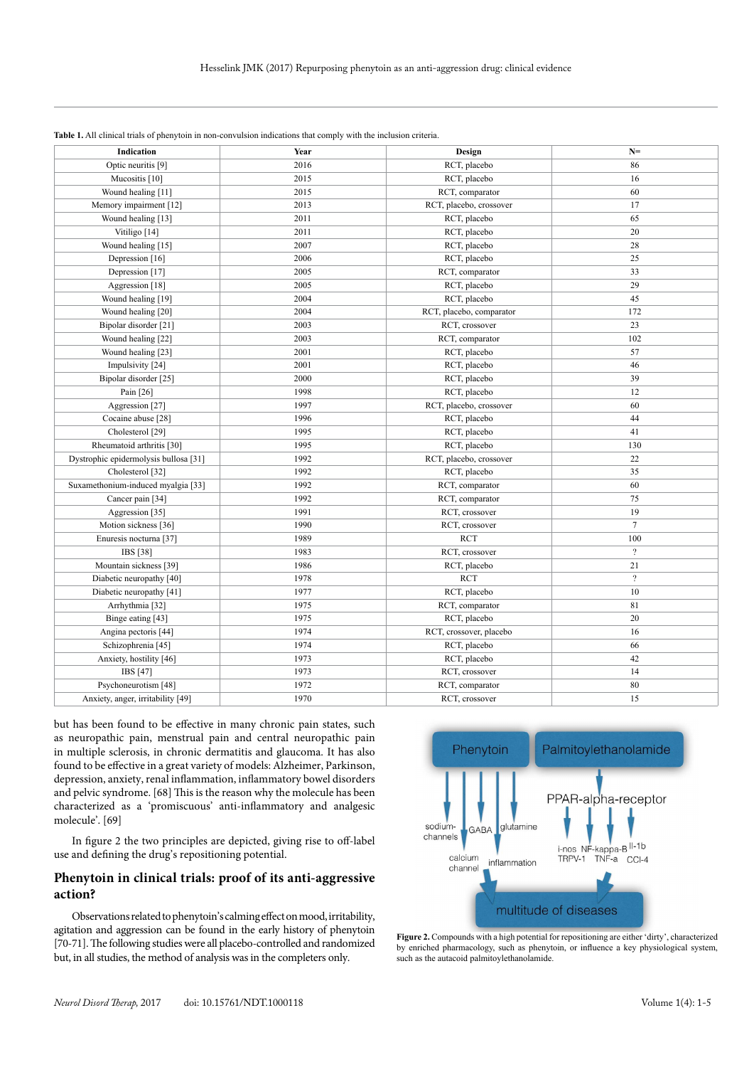**Table 1.** All clinical trials of phenytoin in non-convulsion indications that comply with the inclusion criteria.

| Indication | Year | Design | N= |
|---|---|---|---|
| Optic neuritis [9] | 2016 | RCT, placebo | 86 |
| Mucositis [10] | 2015 | RCT, placebo | 16 |
| Wound healing [11] | 2015 | RCT, comparator | 60 |
| Memory impairment [12] | 2013 | RCT, placebo, crossover | 17 |
| Wound healing [13] | 2011 | RCT, placebo | 65 |
| Vitiligo [14] | 2011 | RCT, placebo | 20 |
| Wound healing [15] | 2007 | RCT, placebo | 28 |
| Depression [16] | 2006 | RCT, placebo | 25 |
| Depression [17] | 2005 | RCT, comparator | 33 |
| Aggression [18] | 2005 | RCT, placebo | 29 |
| Wound healing [19] | 2004 | RCT, placebo | 45 |
| Wound healing [20] | 2004 | RCT, placebo, comparator | 172 |
| Bipolar disorder [21] | 2003 | RCT, crossover | 23 |
| Wound healing [22] | 2003 | RCT, comparator | 102 |
| Wound healing [23] | 2001 | RCT, placebo | 57 |
| Impulsivity [24] | 2001 | RCT, placebo | 46 |
| Bipolar disorder [25] | 2000 | RCT, placebo | 39 |
| Pain [26] | 1998 | RCT, placebo | 12 |
| Aggression [27] | 1997 | RCT, placebo, crossover | 60 |
| Cocaine abuse [28] | 1996 | RCT, placebo | 44 |
| Cholesterol [29] | 1995 | RCT, placebo | 41 |
| Rheumatoid arthritis [30] | 1995 | RCT, placebo | 130 |
| Dystrophic epidermolysis bullosa [31] | 1992 | RCT, placebo, crossover | 22 |
| Cholesterol [32] | 1992 | RCT, placebo | 35 |
| Suxamethonium-induced myalgia [33] | 1992 | RCT, comparator | 60 |
| Cancer pain [34] | 1992 | RCT, comparator | 75 |
| Aggression [35] | 1991 | RCT, crossover | 19 |
| Motion sickness [36] | 1990 | RCT, crossover | 7 |
| Enuresis nocturna [37] | 1989 | RCT | 100 |
| IBS [38] | 1983 | RCT, crossover | ? |
| Mountain sickness [39] | 1986 | RCT, placebo | 21 |
| Diabetic neuropathy [40] | 1978 | RCT | ? |
| Diabetic neuropathy [41] | 1977 | RCT, placebo | 10 |
| Arrhythmia [32] | 1975 | RCT, comparator | 81 |
| Binge eating [43] | 1975 | RCT, placebo | 20 |
| Angina pectoris [44] | 1974 | RCT, crossover, placebo | 16 |
| Schizophrenia [45] | 1974 | RCT, placebo | 66 |
| Anxiety, hostility [46] | 1973 | RCT, placebo | 42 |
| IBS [47] | 1973 | RCT, crossover | 14 |
| Psychoneurotism [48] | 1972 | RCT, comparator | 80 |
| Anxiety, anger, irritability [49] | 1970 | RCT, crossover | 15 |

but has been found to be effective in many chronic pain states, such as neuropathic pain, menstrual pain and central neuropathic pain in multiple sclerosis, in chronic dermatitis and glaucoma. It has also found to be effective in a great variety of models: Alzheimer, Parkinson, depression, anxiety, renal inflammation, inflammatory bowel disorders and pelvic syndrome. [68] This is the reason why the molecule has been characterized as a 'promiscuous' anti-inflammatory and analgesic molecule'. [69]

In figure 2 the two principles are depicted, giving rise to off-label use and defining the drug's repositioning potential.

## Phenytoin in clinical trials: proof of its anti-aggressive action?

Observations related to phenytoin's calming effect on mood, irritability, agitation and aggression can be found in the early history of phenytoin [70-71]. The following studies were all placebo-controlled and randomized but, in all studies, the method of analysis was in the completers only.

**Figure 2.** Compounds with a high potential for repositioning are either 'dirty', characterized by enriched pharmacology, such as phenytoin, or influence a key physiological system, such as the autacoid palmitoylethanolamide.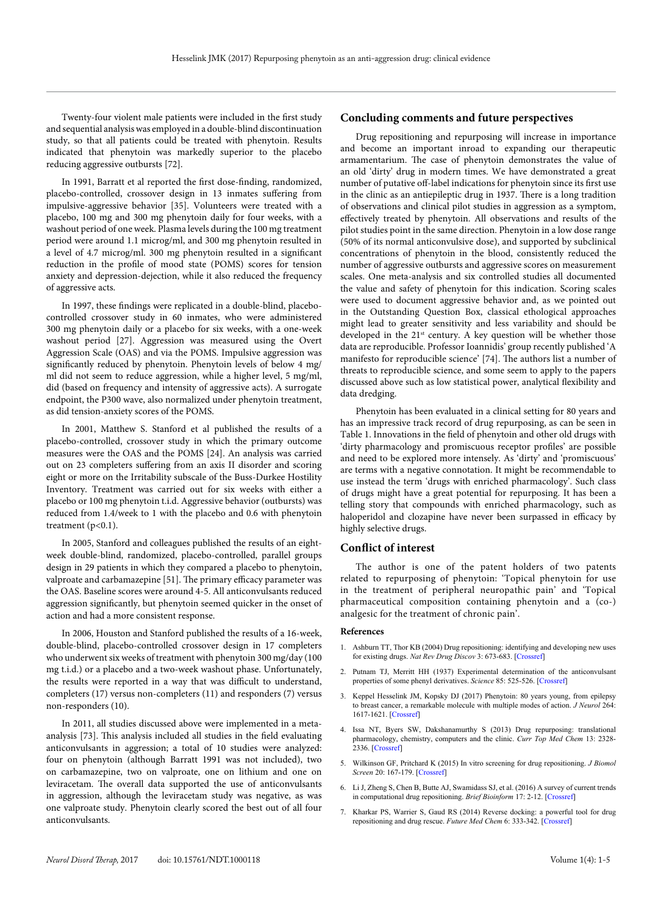Twenty-four violent male patients were included in the first study and sequential analysis was employed in a double-blind discontinuation study, so that all patients could be treated with phenytoin. Results indicated that phenytoin was markedly superior to the placebo reducing aggressive outbursts [72].

In 1991, Barratt et al reported the first dose-finding, randomized, placebo-controlled, crossover design in 13 inmates suffering from impulsive-aggressive behavior [35]. Volunteers were treated with a placebo, 100 mg and 300 mg phenytoin daily for four weeks, with a washout period of one week. Plasma levels during the 100 mg treatment period were around 1.1 microg/ml, and 300 mg phenytoin resulted in a level of 4.7 microg/ml. 300 mg phenytoin resulted in a significant reduction in the profile of mood state (POMS) scores for tension anxiety and depression-dejection, while it also reduced the frequency of aggressive acts.

In 1997, these findings were replicated in a double-blind, placebo-controlled crossover study in 60 inmates, who were administered 300 mg phenytoin daily or a placebo for six weeks, with a one-week washout period [27]. Aggression was measured using the Overt Aggression Scale (OAS) and via the POMS. Impulsive aggression was significantly reduced by phenytoin. Phenytoin levels of below 4 mg/ml did not seem to reduce aggression, while a higher level, 5 mg/ml, did (based on frequency and intensity of aggressive acts). A surrogate endpoint, the P300 wave, also normalized under phenytoin treatment, as did tension-anxiety scores of the POMS.

In 2001, Matthew S. Stanford et al published the results of a placebo-controlled, crossover study in which the primary outcome measures were the OAS and the POMS [24]. An analysis was carried out on 23 completers suffering from an axis II disorder and scoring eight or more on the Irritability subscale of the Buss-Durkee Hostility Inventory. Treatment was carried out for six weeks with either a placebo or 100 mg phenytoin t.i.d. Aggressive behavior (outbursts) was reduced from 1.4/week to 1 with the placebo and 0.6 with phenytoin treatment ($p<0.1$).

In 2005, Stanford and colleagues published the results of an eight-week double-blind, randomized, placebo-controlled, parallel groups design in 29 patients in which they compared a placebo to phenytoin, valproate and carbamazepine [51]. The primary efficacy parameter was the OAS. Baseline scores were around 4-5. All anticonvulsants reduced aggression significantly, but phenytoin seemed quicker in the onset of action and had a more consistent response.

In 2006, Houston and Stanford published the results of a 16-week, double-blind, placebo-controlled crossover design in 17 completers who underwent six weeks of treatment with phenytoin 300 mg/day (100 mg t.i.d.) or a placebo and a two-week washout phase. Unfortunately, the results were reported in a way that was difficult to understand, completers (17) versus non-completers (11) and responders (7) versus non-responders (10).

In 2011, all studies discussed above were implemented in a meta-analysis [73]. This analysis included all studies in the field evaluating anticonvulsants in aggression; a total of 10 studies were analyzed: four on phenytoin (although Barratt 1991 was not included), two on carbamazepine, two on valproate, one on lithium and one on leviracetam. The overall data supported the use of anticonvulsants in aggression, although the leviracetam study was negative, as was one valproate study. Phenytoin clearly scored the best out of all four anticonvulsants.

## Concluding comments and future perspectives

Drug repositioning and repurposing will increase in importance and become an important inroad to expanding our therapeutic armamentarium. The case of phenytoin demonstrates the value of an old 'dirty' drug in modern times. We have demonstrated a great number of putative off-label indications for phenytoin since its first use in the clinic as an antiepileptic drug in 1937. There is a long tradition of observations and clinical pilot studies in aggression as a symptom, effectively treated by phenytoin. All observations and results of the pilot studies point in the same direction. Phenytoin in a low dose range (50% of its normal anticonvulsive dose), and supported by subclinical concentrations of phenytoin in the blood, consistently reduced the number of aggressive outbursts and aggressive scores on measurement scales. One meta-analysis and six controlled studies all documented the value and safety of phenytoin for this indication. Scoring scales were used to document aggressive behavior and, as we pointed out in the Outstanding Question Box, classical ethological approaches might lead to greater sensitivity and less variability and should be developed in the 21st century. A key question will be whether those data are reproducible. Professor Ioannidis' group recently published 'A manifesto for reproducible science' [74]. The authors list a number of threats to reproducible science, and some seem to apply to the papers discussed above such as low statistical power, analytical flexibility and data dredging.

Phenytoin has been evaluated in a clinical setting for 80 years and has an impressive track record of drug repurposing, as can be seen in Table 1. Innovations in the field of phenytoin and other old drugs with 'dirty pharmacology and promiscuous receptor profiles' are possible and need to be explored more intensely. As 'dirty' and 'promiscuous' are terms with a negative connotation. It might be recommendable to use instead the term 'drugs with enriched pharmacology'. Such class of drugs might have a great potential for repurposing. It has been a telling story that compounds with enriched pharmacology, such as haloperidol and clozapine have never been surpassed in efficacy by highly selective drugs.

## Conflict of interest

The author is one of the patent holders of two patents related to repurposing of phenytoin: 'Topical phenytoin for use in the treatment of peripheral neuropathic pain' and 'Topical pharmaceutical composition containing phenytoin and a (co-) analgesic for the treatment of chronic pain'.

## References

1. Ashburn TT, Thor KB (2004) Drug repositioning: identifying and developing new uses for existing drugs. *Nat Rev Drug Discov* 3: 673-683. [Crossref]
2. Putnam TJ, Merritt HH (1937) Experimental determination of the anticonvulsant properties of some phenyl derivatives. *Science* 85: 525-526. [Crossref]
3. Keppel Hesselink JM, Kopsky DJ (2017) Phenytoin: 80 years young, from epilepsy to breast cancer, a remarkable molecule with multiple modes of action. *J Neurol* 264: 1617-1621. [Crossref]
4. Issa NT, Byers SW, Dakshanamurthy S (2013) Drug repurposing: translational pharmacology, chemistry, computers and the clinic. *Curr Top Med Chem* 13: 2328-2336. [Crossref]
5. Wilkinson GF, Pritchard K (2015) In vitro screening for drug repositioning. *J Biomol Screen* 20: 167-179. [Crossref]
6. Li J, Zheng S, Chen B, Butte AJ, Swamidass SJ, et al. (2016) A survey of current trends in computational drug repositioning. *Brief Bioinform* 17: 2-12. [Crossref]
7. Kharkar PS, Warrier S, Gaud RS (2014) Reverse docking: a powerful tool for drug repositioning and drug rescue. *Future Med Chem* 6: 333-342. [Crossref]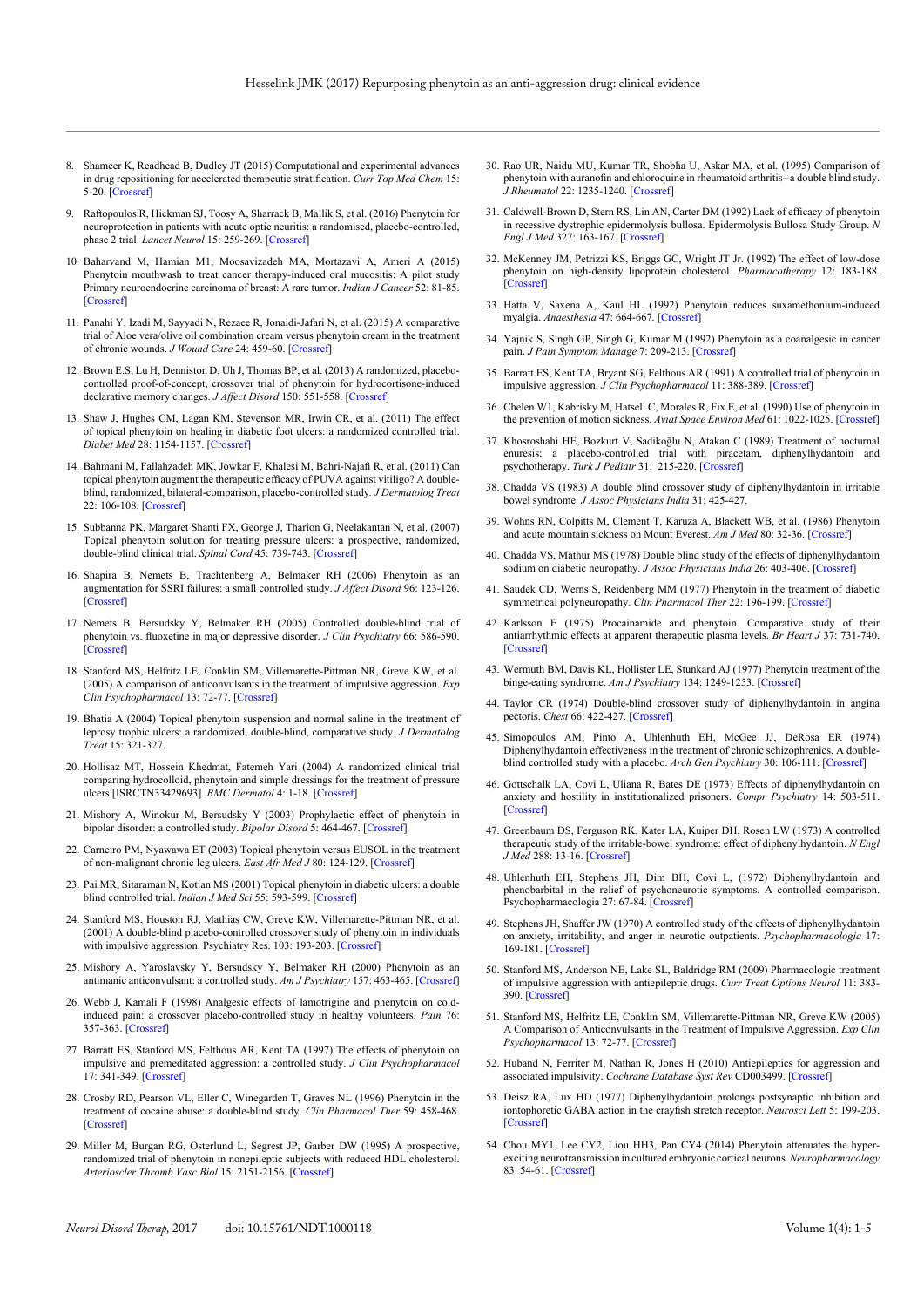8. Shameer K, Readhead B, Dudley JT (2015) Computational and experimental advances in drug repositioning for accelerated therapeutic stratification. *Curr Top Med Chem* 15: 5-20. [Crossref]

9. Raftopoulos R, Hickman SJ, Toosy A, Sharrack B, Mallik S, et al. (2016) Phenytoin for neuroprotection in patients with acute optic neuritis: a randomised, placebo-controlled, phase 2 trial. *Lancet Neurol* 15: 259-269. [Crossref]

10. Baharvand M, Hamian M1, Moosavizadeh MA, Mortazavi A, Ameri A (2015) Phenytoin mouthwash to treat cancer therapy-induced oral mucositis: A pilot study Primary neuroendocrine carcinoma of breast: A rare tumor. *Indian J Cancer* 52: 81-85. [Crossref]

11. Panahi Y, Izadi M, Sayyadi N, Rezaee R, Jonaidi-Jafari N, et al. (2015) A comparative trial of Aloe vera/olive oil combination cream versus phenytoin cream in the treatment of chronic wounds. *J Wound Care* 24: 459-60. [Crossref]

12. Brown E.S, Lu H, Denniston D, Uh J, Thomas BP, et al. (2013) A randomized, placebo-controlled proof-of-concept, crossover trial of phenytoin for hydrocortisone-induced declarative memory changes. *J Affect Disord* 150: 551-558. [Crossref]

13. Shaw J, Hughes CM, Lagan KM, Stevenson MR, Irwin CR, et al. (2011) The effect of topical phenytoin on healing in diabetic foot ulcers: a randomized controlled trial. *Diabet Med* 28: 1154-1157. [Crossref]

14. Bahmani M, Fallahzadeh MK, Jowkar F, Khalesi M, Bahri-Najafi R, et al. (2011) Can topical phenytoin augment the therapeutic efficacy of PUVA against vitiligo? A double-blind, randomized, bilateral-comparison, placebo-controlled study. *J Dermatolog Treat* 22: 106-108. [Crossref]

15. Subbanna PK, Margaret Shanti FX, George J, Tharion G, Neelakantan N, et al. (2007) Topical phenytoin solution for treating pressure ulcers: a prospective, randomized, double-blind clinical trial. *Spinal Cord* 45: 739-743. [Crossref]

16. Shapira B, Nemets B, Trachtenberg A, Belmaker RH (2006) Phenytoin as an augmentation for SSRI failures: a small controlled study. *J Affect Disord* 96: 123-126. [Crossref]

17. Nemets B, Bersudsky Y, Belmaker RH (2005) Controlled double-blind trial of phenytoin vs. fluoxetine in major depressive disorder. *J Clin Psychiatry* 66: 586-590. [Crossref]

18. Stanford MS, Helfritz LE, Conklin SM, Villemarette-Pittman NR, Greve KW, et al. (2005) A comparison of anticonvulsants in the treatment of impulsive aggression. *Exp Clin Psychopharmacol* 13: 72-77. [Crossref]

19. Bhatia A (2004) Topical phenytoin suspension and normal saline in the treatment of leprosy trophic ulcers: a randomized, double-blind, comparative study. *J Dermatolog Treat* 15: 321-327.

20. Hollisaz MT, Hossein Khedmat, Fatemeh Yari (2004) A randomized clinical trial comparing hydrocolloid, phenytoin and simple dressings for the treatment of pressure ulcers [ISRCTN33429693]. *BMC Dermatol* 4: 1-18. [Crossref]

21. Mishory A, Winokur M, Bersudsky Y (2003) Prophylactic effect of phenytoin in bipolar disorder: a controlled study. *Bipolar Disord* 5: 464-467. [Crossref]

22. Carneiro PM, Nyawawa ET (2003) Topical phenytoin versus EUSOL in the treatment of non-malignant chronic leg ulcers. *East Afr Med J* 80: 124-129. [Crossref]

23. Pai MR, Sitaraman N, Kotian MS (2001) Topical phenytoin in diabetic ulcers: a double blind controlled trial. *Indian J Med Sci* 55: 593-599. [Crossref]

24. Stanford MS, Houston RJ, Mathias CW, Greve KW, Villemarette-Pittman NR, et al. (2001) A double-blind placebo-controlled crossover study of phenytoin in individuals with impulsive aggression. Psychiatry Res. 103: 193-203. [Crossref]

25. Mishory A, Yaroslavsky Y, Bersudsky Y, Belmaker RH (2000) Phenytoin as an antimanic anticonvulsant: a controlled study. *Am J Psychiatry* 157: 463-465. [Crossref]

26. Webb J, Kamali F (1998) Analgesic effects of lamotrigine and phenytoin on cold-induced pain: a crossover placebo-controlled study in healthy volunteers. *Pain* 76: 357-363. [Crossref]

27. Barratt ES, Stanford MS, Felthous AR, Kent TA (1997) The effects of phenytoin on impulsive and premeditated aggression: a controlled study. *J Clin Psychopharmacol* 17: 341-349. [Crossref]

28. Crosby RD, Pearson VL, Eller C, Winegarden T, Graves NL (1996) Phenytoin in the treatment of cocaine abuse: a double-blind study. *Clin Pharmacol Ther* 59: 458-468. [Crossref]

29. Miller M, Burgan RG, Osterlund L, Segrest JP, Garber DW (1995) A prospective, randomized trial of phenytoin in nonepileptic subjects with reduced HDL cholesterol. *Arterioscler Thromb Vasc Biol* 15: 2151-2156. [Crossref]

30. Rao UR, Naidu MU, Kumar TR, Shobha U, Askar MA, et al. (1995) Comparison of phenytoin with auranofin and chloroquine in rheumatoid arthritis--a double blind study. *J Rheumatol* 22: 1235-1240. [Crossref]

31. Caldwell-Brown D, Stern RS, Lin AN, Carter DM (1992) Lack of efficacy of phenytoin in recessive dystrophic epidermolysis bullosa. Epidermolysis Bullosa Study Group. *N Engl J Med* 327: 163-167. [Crossref]

32. McKenney JM, Petrizzi KS, Briggs GC, Wright JT Jr. (1992) The effect of low-dose phenytoin on high-density lipoprotein cholesterol. *Pharmacotherapy* 12: 183-188. [Crossref]

33. Hatta V, Saxena A, Kaul HL (1992) Phenytoin reduces suxamethonium-induced myalgia. *Anaesthesia* 47: 664-667. [Crossref]

34. Yajnik S, Singh GP, Singh G, Kumar M (1992) Phenytoin as a coanalgesic in cancer pain. *J Pain Symptom Manage* 7: 209-213. [Crossref]

35. Barratt ES, Kent TA, Bryant SG, Felthous AR (1991) A controlled trial of phenytoin in impulsive aggression. *J Clin Psychopharmacol* 11: 388-389. [Crossref]

36. Chelen W1, Kabrisky M, Hatsell C, Morales R, Fix E, et al. (1990) Use of phenytoin in the prevention of motion sickness. *Aviat Space Environ Med* 61: 1022-1025. [Crossref]

37. Khosroshahi HE, Bozkurt V, Sadikoğlu N, Atakan C (1989) Treatment of nocturnal enuresis: a placebo-controlled trial with piracetam, diphenylhydantoin and psychotherapy. *Turk J Pediatr* 31: 215-220. [Crossref]

38. Chadda VS (1983) A double blind crossover study of diphenylhydantoin in irritable bowel syndrome. *J Assoc Physicians India* 31: 425-427.

39. Wohns RN, Colpitts M, Clement T, Karuza A, Blackett WB, et al. (1986) Phenytoin and acute mountain sickness on Mount Everest. *Am J Med* 80: 32-36. [Crossref]

40. Chadda VS, Mathur MS (1978) Double blind study of the effects of diphenylhydantoin sodium on diabetic neuropathy. *J Assoc Physicians India* 26: 403-406. [Crossref]

41. Saudek CD, Werns S, Reidenberg MM (1977) Phenytoin in the treatment of diabetic symmetrical polyneuropathy. *Clin Pharmacol Ther* 22: 196-199. [Crossref]

42. Karlsson E (1975) Procainamide and phenytoin. Comparative study of their antiarrhythmic effects at apparent therapeutic plasma levels. *Br Heart J* 37: 731-740. [Crossref]

43. Wermuth BM, Davis KL, Hollister LE, Stunkard AJ (1977) Phenytoin treatment of the binge-eating syndrome. *Am J Psychiatry* 134: 1249-1253. [Crossref]

44. Taylor CR (1974) Double-blind crossover study of diphenylhydantoin in angina pectoris. *Chest* 66: 422-427. [Crossref]

45. Simopoulos AM, Pinto A, Uhlenhuth EH, McGee JJ, DeRosa ER (1974) Diphenylhydantoin effectiveness in the treatment of chronic schizophrenics. A double-blind controlled study with a placebo. *Arch Gen Psychiatry* 30: 106-111. [Crossref]

46. Gottschalk LA, Covi L, Uliana R, Bates DE (1973) Effects of diphenylhydantoin on anxiety and hostility in institutionalized prisoners. *Compr Psychiatry* 14: 503-511. [Crossref]

47. Greenbaum DS, Ferguson RK, Kater LA, Kuiper DH, Rosen LW (1973) A controlled therapeutic study of the irritable-bowel syndrome: effect of diphenylhydantoin. *N Engl J Med* 288: 13-16. [Crossref]

48. Uhlenhuth EH, Stephens JH, Dim BH, Covi L, (1972) Diphenylhydantoin and phenobarbital in the relief of psychoneurotic symptoms. A controlled comparison. Psychopharmacologia 27: 67-84. [Crossref]

49. Stephens JH, Shaffer JW (1970) A controlled study of the effects of diphenylhydantoin on anxiety, irritability, and anger in neurotic outpatients. *Psychopharmacologia* 17: 169-181. [Crossref]

50. Stanford MS, Anderson NE, Lake SL, Baldridge RM (2009) Pharmacologic treatment of impulsive aggression with antiepileptic drugs. *Curr Treat Options Neurol* 11: 383-390. [Crossref]

51. Stanford MS, Helfritz LE, Conklin SM, Villemarette-Pittman NR, Greve KW (2005) A Comparison of Anticonvulsants in the Treatment of Impulsive Aggression. *Exp Clin Psychopharmacol* 13: 72-77. [Crossref]

52. Huband N, Ferriter M, Nathan R, Jones H (2010) Antiepileptics for aggression and associated impulsivity. *Cochrane Database Syst Rev* CD003499. [Crossref]

53. Deisz RA, Lux HD (1977) Diphenylhydantoin prolongs postsynaptic inhibition and iontophoretic GABA action in the crayfish stretch receptor. *Neurosci Lett* 5: 199-203. [Crossref]

54. Chou MY1, Lee CY2, Liou HH3, Pan CY4 (2014) Phenytoin attenuates the hyper-exciting neurotransmission in cultured embryonic cortical neurons. *Neuropharmacology* 83: 54-61. [Crossref]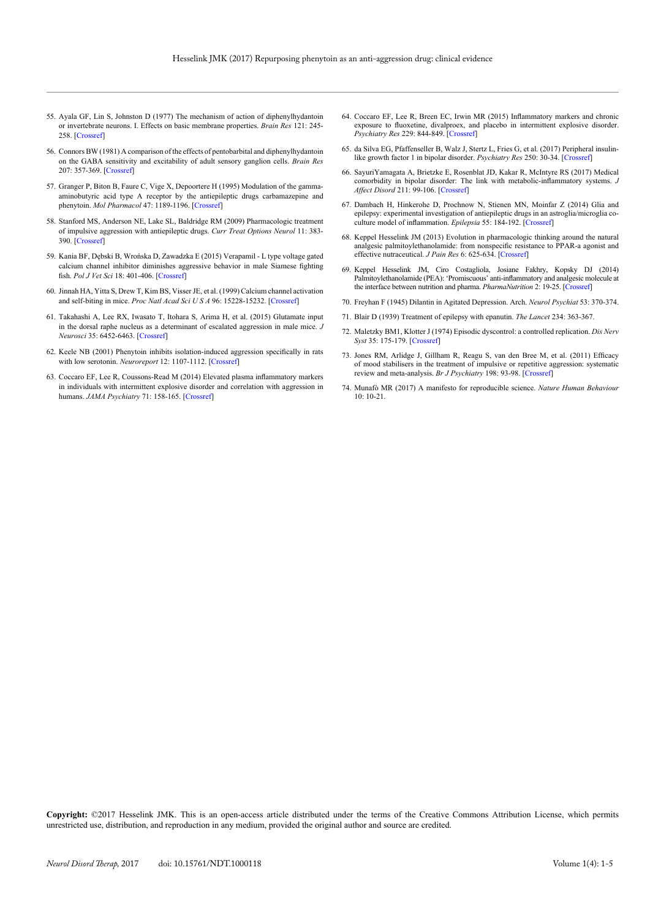55. Ayala GF, Lin S, Johnston D (1977) The mechanism of action of diphenylhydantoin or invertebrate neurons. I. Effects on basic membrane properties. *Brain Res* 121: 245-258. [Crossref]

56. Connors BW (1981) A comparison of the effects of pentobarbital and diphenylhydantoin on the GABA sensitivity and excitability of adult sensory ganglion cells. *Brain Res* 207: 357-369. [Crossref]

57. Granger P, Biton B, Faure C, Vige X, Depoortere H (1995) Modulation of the gamma-aminobutyric acid type A receptor by the antiepileptic drugs carbamazepine and phenytoin. *Mol Pharmacol* 47: 1189-1196. [Crossref]

58. Stanford MS, Anderson NE, Lake SL, Baldridge RM (2009) Pharmacologic treatment of impulsive aggression with antiepileptic drugs. *Curr Treat Options Neurol* 11: 383-390. [Crossref]

59. Kania BF, Dębski B, Wrońska D, Zawadzka E (2015) Verapamil - L type voltage gated calcium channel inhibitor diminishes aggressive behavior in male Siamese fighting fish. *Pol J Vet Sci* 18: 401-406. [Crossref]

60. Jinnah HA, Yitta S, Drew T, Kim BS, Visser JE, et al. (1999) Calcium channel activation and self-biting in mice. *Proc Natl Acad Sci U S A* 96: 15228-15232. [Crossref]

61. Takahashi A, Lee RX, Iwasato T, Itohara S, Arima H, et al. (2015) Glutamate input in the dorsal raphe nucleus as a determinant of escalated aggression in male mice. *J Neurosci* 35: 6452-6463. [Crossref]

62. Keele NB (2001) Phenytoin inhibits isolation-induced aggression specifically in rats with low serotonin. *Neuroreport* 12: 1107-1112. [Crossref]

63. Coccaro EF, Lee R, Coussons-Read M (2014) Elevated plasma inflammatory markers in individuals with intermittent explosive disorder and correlation with aggression in humans. *JAMA Psychiatry* 71: 158-165. [Crossref]

64. Coccaro EF, Lee R, Breen EC, Irwin MR (2015) Inflammatory markers and chronic exposure to fluoxetine, divalproex, and placebo in intermittent explosive disorder. *Psychiatry Res* 229: 844-849. [Crossref]

65. da Silva EG, Pfaffenseller B, Walz J, Stertz L, Fries G, et al. (2017) Peripheral insulin-like growth factor 1 in bipolar disorder. *Psychiatry Res* 250: 30-34. [Crossref]

66. SayuriYamagata A, Brietzke E, Rosenblat JD, Kakar R, McIntyre RS (2017) Medical comorbidity in bipolar disorder: The link with metabolic-inflammatory systems. *J Affect Disord* 211: 99-106. [Crossref]

67. Dambach H, Hinkerohe D, Prochnow N, Stienen MN, Moinfar Z (2014) Glia and epilepsy: experimental investigation of antiepileptic drugs in an astroglia/microglia co-culture model of inflammation. *Epilepsia* 55: 184-192. [Crossref]

68. Keppel Hesselink JM (2013) Evolution in pharmacologic thinking around the natural analgesic palmitoylethanolamide: from nonspecific resistance to PPAR-a agonist and effective nutraceutical. *J Pain Res* 6: 625-634. [Crossref]

69. Keppel Hesselink JM, Ciro Costagliola, Josiane Fakhry, Kopsky DJ (2014) Palmitoylethanolamide (PEA): 'Promiscuous' anti-inflammatory and analgesic molecule at the interface between nutrition and pharma. *PharmaNutrition* 2: 19-25. [Crossref]

70. Freyhan F (1945) Dilantin in Agitated Depression. Arch. *Neurol Psychiat* 53: 370-374.

71. Blair D (1939) Treatment of epilepsy with epanutin. *The Lancet* 234: 363-367.

72. Maletzky BM1, Klotter J (1974) Episodic dyscontrol: a controlled replication. *Dis Nerv Syst* 35: 175-179. [Crossref]

73. Jones RM, Arlidge J, Gillham R, Reagu S, van den Bree M, et al. (2011) Efficacy of mood stabilisers in the treatment of impulsive or repetitive aggression: systematic review and meta-analysis. *Br J Psychiatry* 198: 93-98. [Crossref]

74. Munafò MR (2017) A manifesto for reproducible science. *Nature Human Behaviour* 10: 10-21.

**Copyright:** ©2017 Hesselink JMK. This is an open-access article distributed under the terms of the Creative Commons Attribution License, which permits unrestricted use, distribution, and reproduction in any medium, provided the original author and source are credited.